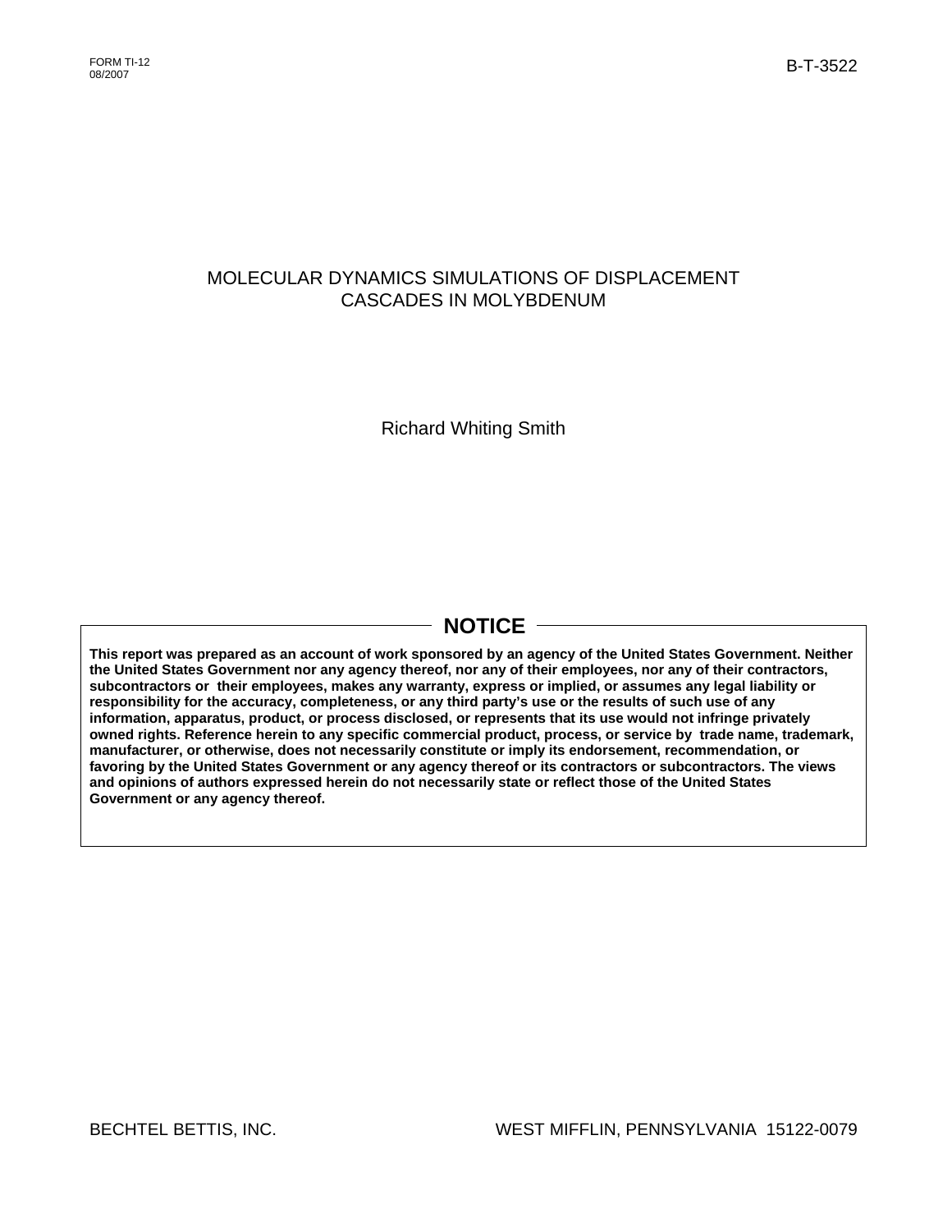FORM TI-12
08/2007

B-T-3522

# MOLECULAR DYNAMICS SIMULATIONS OF DISPLACEMENT CASCADES IN MOLYBDENUM

Richard Whiting Smith

## NOTICE

**This report was prepared as an account of work sponsored by an agency of the United States Government. Neither the United States Government nor any agency thereof, nor any of their employees, nor any of their contractors, subcontractors or their employees, makes any warranty, express or implied, or assumes any legal liability or responsibility for the accuracy, completeness, or any third party's use or the results of such use of any information, apparatus, product, or process disclosed, or represents that its use would not infringe privately owned rights. Reference herein to any specific commercial product, process, or service by trade name, trademark, manufacturer, or otherwise, does not necessarily constitute or imply its endorsement, recommendation, or favoring by the United States Government or any agency thereof or its contractors or subcontractors. The views and opinions of authors expressed herein do not necessarily state or reflect those of the United States Government or any agency thereof.**

BECHTEL BETTIS, INC. WEST MIFFLIN, PENNSYLVANIA 15122-0079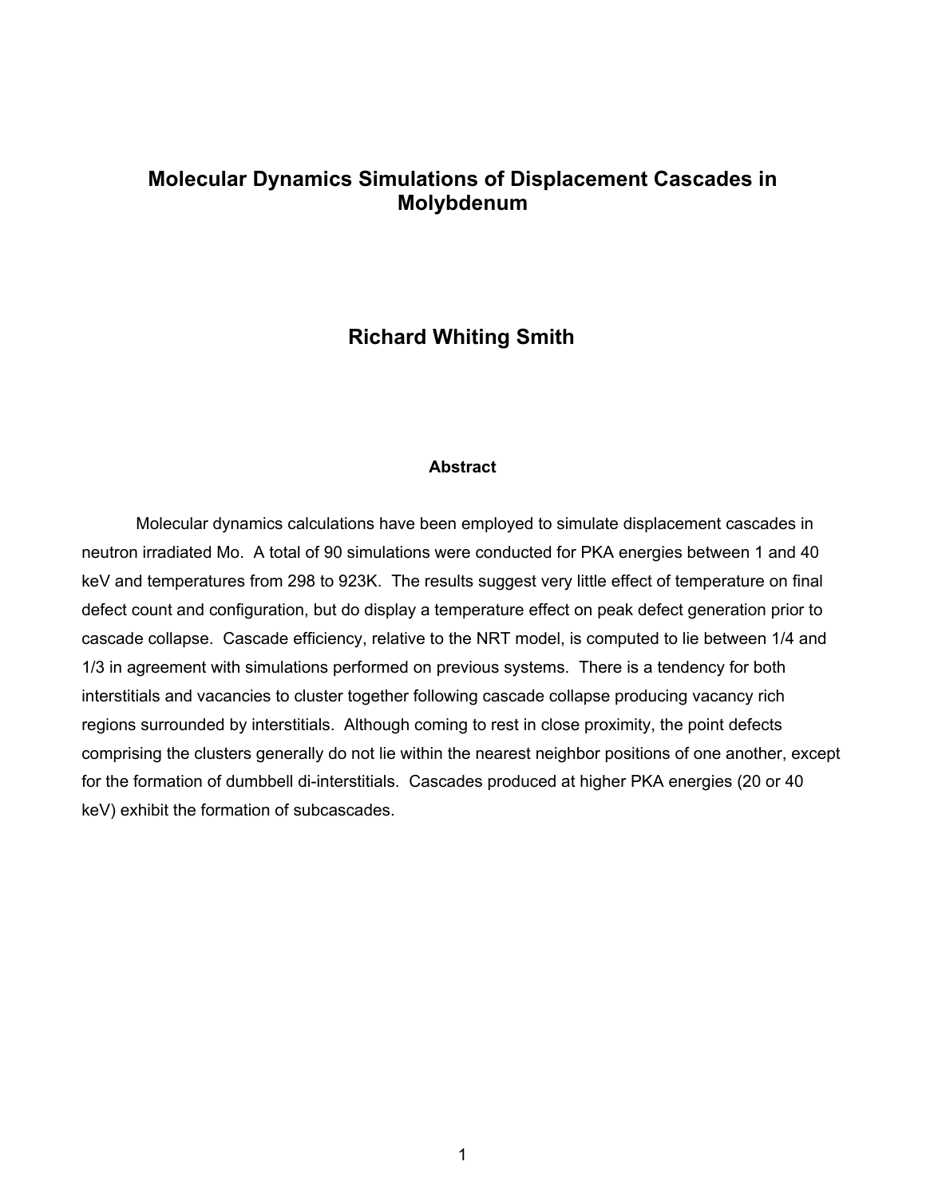# Molecular Dynamics Simulations of Displacement Cascades in Molybdenum

## Richard Whiting Smith

### Abstract

Molecular dynamics calculations have been employed to simulate displacement cascades in neutron irradiated Mo. A total of 90 simulations were conducted for PKA energies between 1 and 40 keV and temperatures from 298 to 923K. The results suggest very little effect of temperature on final defect count and configuration, but do display a temperature effect on peak defect generation prior to cascade collapse. Cascade efficiency, relative to the NRT model, is computed to lie between 1/4 and 1/3 in agreement with simulations performed on previous systems. There is a tendency for both interstitials and vacancies to cluster together following cascade collapse producing vacancy rich regions surrounded by interstitials. Although coming to rest in close proximity, the point defects comprising the clusters generally do not lie within the nearest neighbor positions of one another, except for the formation of dumbbell di-interstitials. Cascades produced at higher PKA energies (20 or 40 keV) exhibit the formation of subcascades.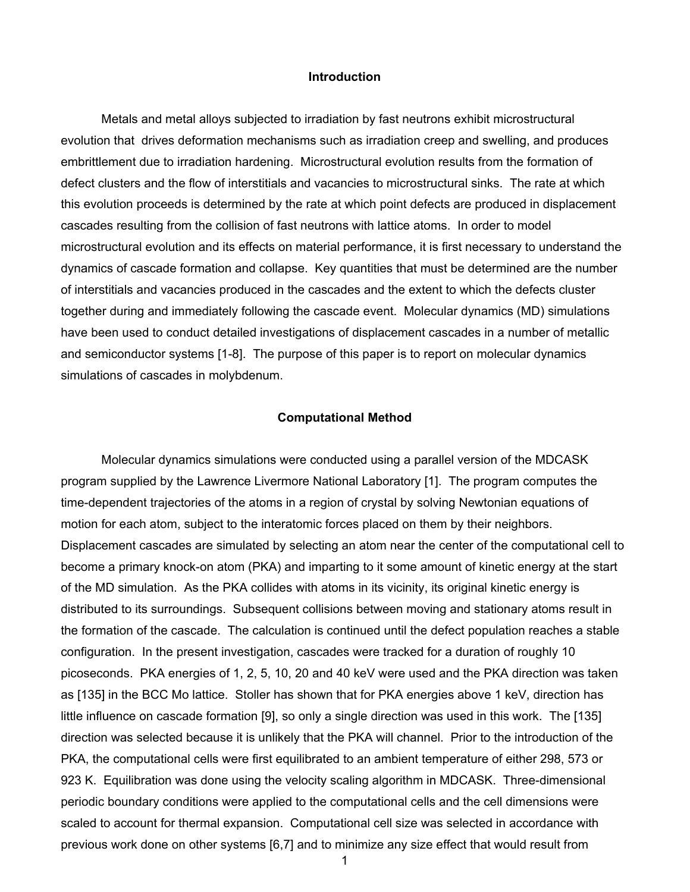## Introduction

Metals and metal alloys subjected to irradiation by fast neutrons exhibit microstructural evolution that drives deformation mechanisms such as irradiation creep and swelling, and produces embrittlement due to irradiation hardening. Microstructural evolution results from the formation of defect clusters and the flow of interstitials and vacancies to microstructural sinks. The rate at which this evolution proceeds is determined by the rate at which point defects are produced in displacement cascades resulting from the collision of fast neutrons with lattice atoms. In order to model microstructural evolution and its effects on material performance, it is first necessary to understand the dynamics of cascade formation and collapse. Key quantities that must be determined are the number of interstitials and vacancies produced in the cascades and the extent to which the defects cluster together during and immediately following the cascade event. Molecular dynamics (MD) simulations have been used to conduct detailed investigations of displacement cascades in a number of metallic and semiconductor systems [1-8]. The purpose of this paper is to report on molecular dynamics simulations of cascades in molybdenum.

## Computational Method

Molecular dynamics simulations were conducted using a parallel version of the MDCASK program supplied by the Lawrence Livermore National Laboratory [1]. The program computes the time-dependent trajectories of the atoms in a region of crystal by solving Newtonian equations of motion for each atom, subject to the interatomic forces placed on them by their neighbors. Displacement cascades are simulated by selecting an atom near the center of the computational cell to become a primary knock-on atom (PKA) and imparting to it some amount of kinetic energy at the start of the MD simulation. As the PKA collides with atoms in its vicinity, its original kinetic energy is distributed to its surroundings. Subsequent collisions between moving and stationary atoms result in the formation of the cascade. The calculation is continued until the defect population reaches a stable configuration. In the present investigation, cascades were tracked for a duration of roughly 10 picoseconds. PKA energies of 1, 2, 5, 10, 20 and 40 keV were used and the PKA direction was taken as [135] in the BCC Mo lattice. Stoller has shown that for PKA energies above 1 keV, direction has little influence on cascade formation [9], so only a single direction was used in this work. The [135] direction was selected because it is unlikely that the PKA will channel. Prior to the introduction of the PKA, the computational cells were first equilibrated to an ambient temperature of either 298, 573 or 923 K. Equilibration was done using the velocity scaling algorithm in MDCASK. Three-dimensional periodic boundary conditions were applied to the computational cells and the cell dimensions were scaled to account for thermal expansion. Computational cell size was selected in accordance with previous work done on other systems [6,7] and to minimize any size effect that would result from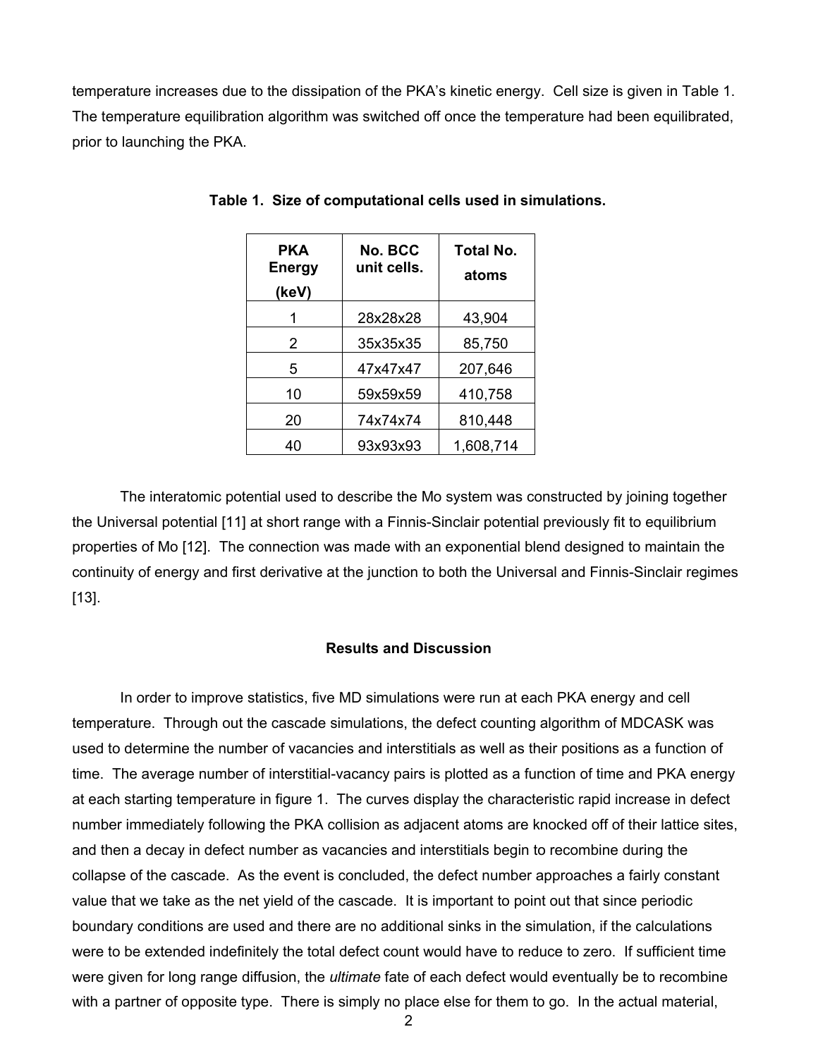temperature increases due to the dissipation of the PKA's kinetic energy. Cell size is given in Table 1. The temperature equilibration algorithm was switched off once the temperature had been equilibrated, prior to launching the PKA.

**Table 1. Size of computational cells used in simulations.**

| PKA Energy (keV) | No. BCC unit cells. | Total No. atoms |
|---|---|---|
| 1 | 28x28x28 | 43,904 |
| 2 | 35x35x35 | 85,750 |
| 5 | 47x47x47 | 207,646 |
| 10 | 59x59x59 | 410,758 |
| 20 | 74x74x74 | 810,448 |
| 40 | 93x93x93 | 1,608,714 |

The interatomic potential used to describe the Mo system was constructed by joining together the Universal potential [11] at short range with a Finnis-Sinclair potential previously fit to equilibrium properties of Mo [12]. The connection was made with an exponential blend designed to maintain the continuity of energy and first derivative at the junction to both the Universal and Finnis-Sinclair regimes [13].

## Results and Discussion

In order to improve statistics, five MD simulations were run at each PKA energy and cell temperature. Through out the cascade simulations, the defect counting algorithm of MDCASK was used to determine the number of vacancies and interstitials as well as their positions as a function of time. The average number of interstitial-vacancy pairs is plotted as a function of time and PKA energy at each starting temperature in figure 1. The curves display the characteristic rapid increase in defect number immediately following the PKA collision as adjacent atoms are knocked off of their lattice sites, and then a decay in defect number as vacancies and interstitials begin to recombine during the collapse of the cascade. As the event is concluded, the defect number approaches a fairly constant value that we take as the net yield of the cascade. It is important to point out that since periodic boundary conditions are used and there are no additional sinks in the simulation, if the calculations were to be extended indefinitely the total defect count would have to reduce to zero. If sufficient time were given for long range diffusion, the *ultimate* fate of each defect would eventually be to recombine with a partner of opposite type. There is simply no place else for them to go. In the actual material,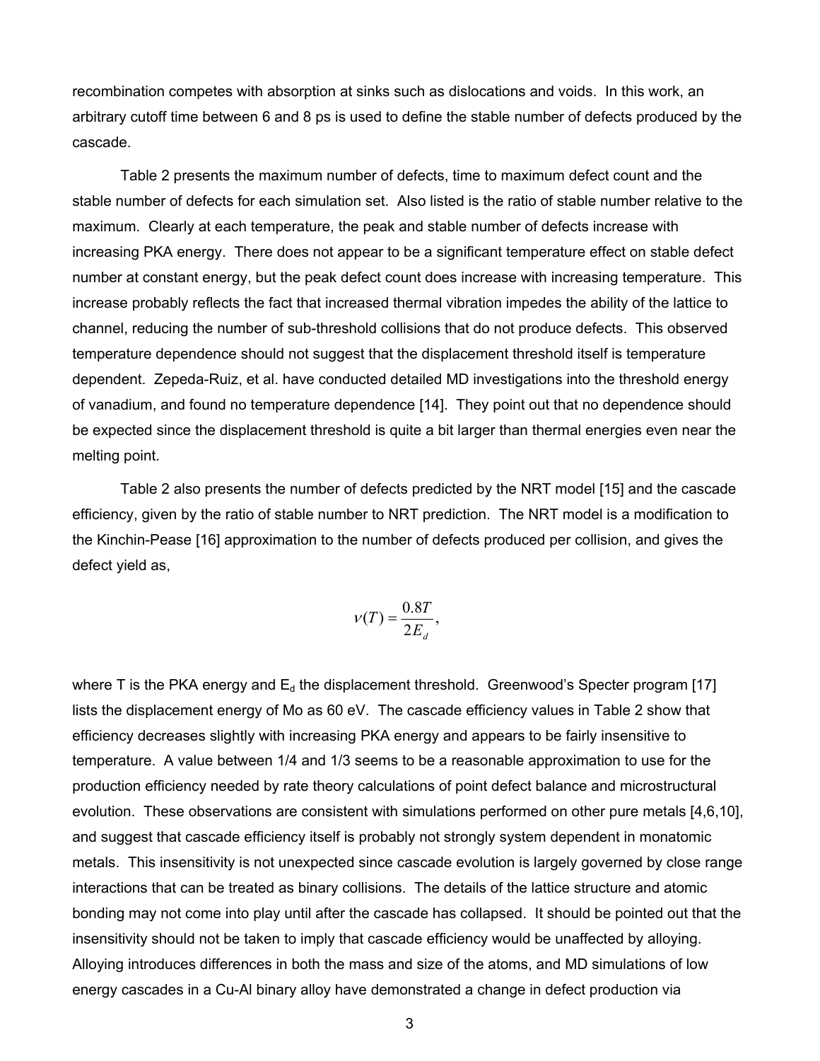recombination competes with absorption at sinks such as dislocations and voids. In this work, an arbitrary cutoff time between 6 and 8 ps is used to define the stable number of defects produced by the cascade.

Table 2 presents the maximum number of defects, time to maximum defect count and the stable number of defects for each simulation set. Also listed is the ratio of stable number relative to the maximum. Clearly at each temperature, the peak and stable number of defects increase with increasing PKA energy. There does not appear to be a significant temperature effect on stable defect number at constant energy, but the peak defect count does increase with increasing temperature. This increase probably reflects the fact that increased thermal vibration impedes the ability of the lattice to channel, reducing the number of sub-threshold collisions that do not produce defects. This observed temperature dependence should not suggest that the displacement threshold itself is temperature dependent. Zepeda-Ruiz, et al. have conducted detailed MD investigations into the threshold energy of vanadium, and found no temperature dependence [14]. They point out that no dependence should be expected since the displacement threshold is quite a bit larger than thermal energies even near the melting point.

Table 2 also presents the number of defects predicted by the NRT model [15] and the cascade efficiency, given by the ratio of stable number to NRT prediction. The NRT model is a modification to the Kinchin-Pease [16] approximation to the number of defects produced per collision, and gives the defect yield as,

$$\nu(T) = \frac{0.8T}{2E_d},$$

where T is the PKA energy and $E_d$ the displacement threshold. Greenwood's Specter program [17] lists the displacement energy of Mo as 60 eV. The cascade efficiency values in Table 2 show that efficiency decreases slightly with increasing PKA energy and appears to be fairly insensitive to temperature. A value between 1/4 and 1/3 seems to be a reasonable approximation to use for the production efficiency needed by rate theory calculations of point defect balance and microstructural evolution. These observations are consistent with simulations performed on other pure metals [4,6,10], and suggest that cascade efficiency itself is probably not strongly system dependent in monatomic metals. This insensitivity is not unexpected since cascade evolution is largely governed by close range interactions that can be treated as binary collisions. The details of the lattice structure and atomic bonding may not come into play until after the cascade has collapsed. It should be pointed out that the insensitivity should not be taken to imply that cascade efficiency would be unaffected by alloying. Alloying introduces differences in both the mass and size of the atoms, and MD simulations of low energy cascades in a Cu-Al binary alloy have demonstrated a change in defect production via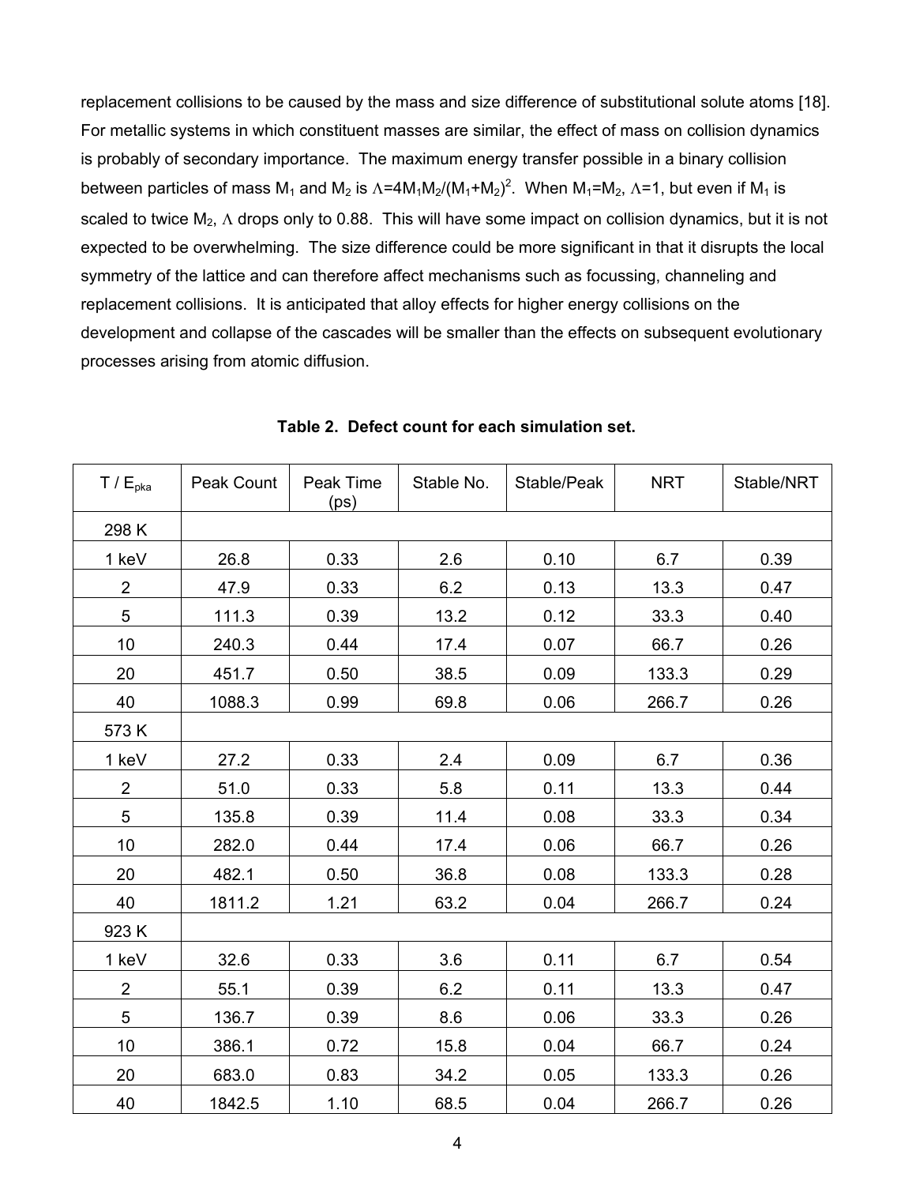replacement collisions to be caused by the mass and size difference of substitutional solute atoms [18]. For metallic systems in which constituent masses are similar, the effect of mass on collision dynamics is probably of secondary importance. The maximum energy transfer possible in a binary collision between particles of mass $M_1$ and $M_2$ is $\Lambda=4M_1M_2/(M_1+M_2)^2$. When $M_1=M_2$, $\Lambda=1$, but even if $M_1$ is scaled to twice $M_2$, $\Lambda$ drops only to 0.88. This will have some impact on collision dynamics, but it is not expected to be overwhelming. The size difference could be more significant in that it disrupts the local symmetry of the lattice and can therefore affect mechanisms such as focussing, channeling and replacement collisions. It is anticipated that alloy effects for higher energy collisions on the development and collapse of the cascades will be smaller than the effects on subsequent evolutionary processes arising from atomic diffusion.

**Table 2. Defect count for each simulation set.**

| T / $E_{pka}$ | Peak Count | Peak Time (ps) | Stable No. | Stable/Peak | NRT | Stable/NRT |
|---|---|---|---|---|---|---|
| 298 K | | | | | | |
| 1 keV | 26.8 | 0.33 | 2.6 | 0.10 | 6.7 | 0.39 |
| 2 | 47.9 | 0.33 | 6.2 | 0.13 | 13.3 | 0.47 |
| 5 | 111.3 | 0.39 | 13.2 | 0.12 | 33.3 | 0.40 |
| 10 | 240.3 | 0.44 | 17.4 | 0.07 | 66.7 | 0.26 |
| 20 | 451.7 | 0.50 | 38.5 | 0.09 | 133.3 | 0.29 |
| 40 | 1088.3 | 0.99 | 69.8 | 0.06 | 266.7 | 0.26 |
| 573 K | | | | | | |
| 1 keV | 27.2 | 0.33 | 2.4 | 0.09 | 6.7 | 0.36 |
| 2 | 51.0 | 0.33 | 5.8 | 0.11 | 13.3 | 0.44 |
| 5 | 135.8 | 0.39 | 11.4 | 0.08 | 33.3 | 0.34 |
| 10 | 282.0 | 0.44 | 17.4 | 0.06 | 66.7 | 0.26 |
| 20 | 482.1 | 0.50 | 36.8 | 0.08 | 133.3 | 0.28 |
| 40 | 1811.2 | 1.21 | 63.2 | 0.04 | 266.7 | 0.24 |
| 923 K | | | | | | |
| 1 keV | 32.6 | 0.33 | 3.6 | 0.11 | 6.7 | 0.54 |
| 2 | 55.1 | 0.39 | 6.2 | 0.11 | 13.3 | 0.47 |
| 5 | 136.7 | 0.39 | 8.6 | 0.06 | 33.3 | 0.26 |
| 10 | 386.1 | 0.72 | 15.8 | 0.04 | 66.7 | 0.24 |
| 20 | 683.0 | 0.83 | 34.2 | 0.05 | 133.3 | 0.26 |
| 40 | 1842.5 | 1.10 | 68.5 | 0.04 | 266.7 | 0.26 |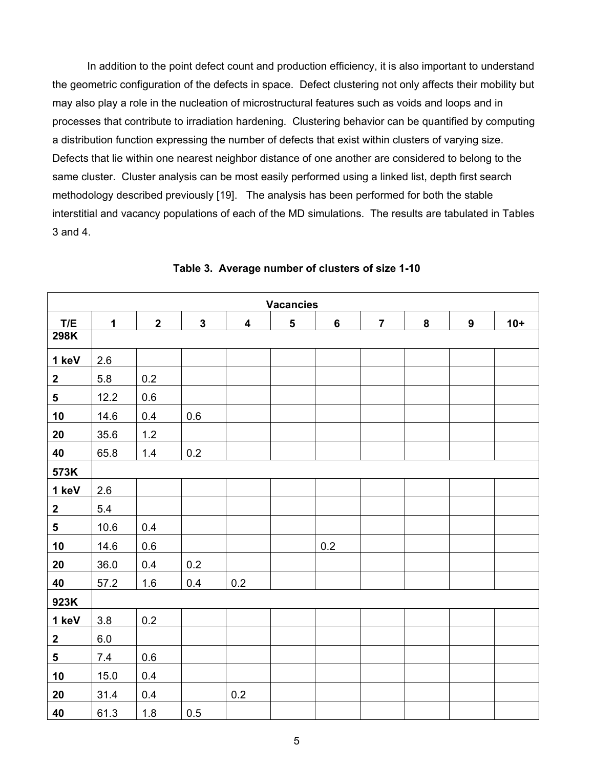In addition to the point defect count and production efficiency, it is also important to understand the geometric configuration of the defects in space. Defect clustering not only affects their mobility but may also play a role in the nucleation of microstructural features such as voids and loops and in processes that contribute to irradiation hardening. Clustering behavior can be quantified by computing a distribution function expressing the number of defects that exist within clusters of varying size. Defects that lie within one nearest neighbor distance of one another are considered to belong to the same cluster. Cluster analysis can be most easily performed using a linked list, depth first search methodology described previously [19]. The analysis has been performed for both the stable interstitial and vacancy populations of each of the MD simulations. The results are tabulated in Tables 3 and 4.

**Table 3. Average number of clusters of size 1-10**

| | Vacancies | | | | | | | | | |
|---|---|---|---|---|---|---|---|---|---|---|
| **T/E** | **1** | **2** | **3** | **4** | **5** | **6** | **7** | **8** | **9** | **10+** |
| **298K** | | | | | | | | | | |
| **1 keV** | 2.6 | | | | | | | | | |
| **2** | 5.8 | 0.2 | | | | | | | | |
| **5** | 12.2 | 0.6 | | | | | | | | |
| **10** | 14.6 | 0.4 | 0.6 | | | | | | | |
| **20** | 35.6 | 1.2 | | | | | | | | |
| **40** | 65.8 | 1.4 | 0.2 | | | | | | | |
| **573K** | | | | | | | | | | |
| **1 keV** | 2.6 | | | | | | | | | |
| **2** | 5.4 | | | | | | | | | |
| **5** | 10.6 | 0.4 | | | | | | | | |
| **10** | 14.6 | 0.6 | | | | 0.2 | | | | |
| **20** | 36.0 | 0.4 | 0.2 | | | | | | | |
| **40** | 57.2 | 1.6 | 0.4 | 0.2 | | | | | | |
| **923K** | | | | | | | | | | |
| **1 keV** | 3.8 | 0.2 | | | | | | | | |
| **2** | 6.0 | | | | | | | | | |
| **5** | 7.4 | 0.6 | | | | | | | | |
| **10** | 15.0 | 0.4 | | | | | | | | |
| **20** | 31.4 | 0.4 | | 0.2 | | | | | | |
| **40** | 61.3 | 1.8 | 0.5 | | | | | | | |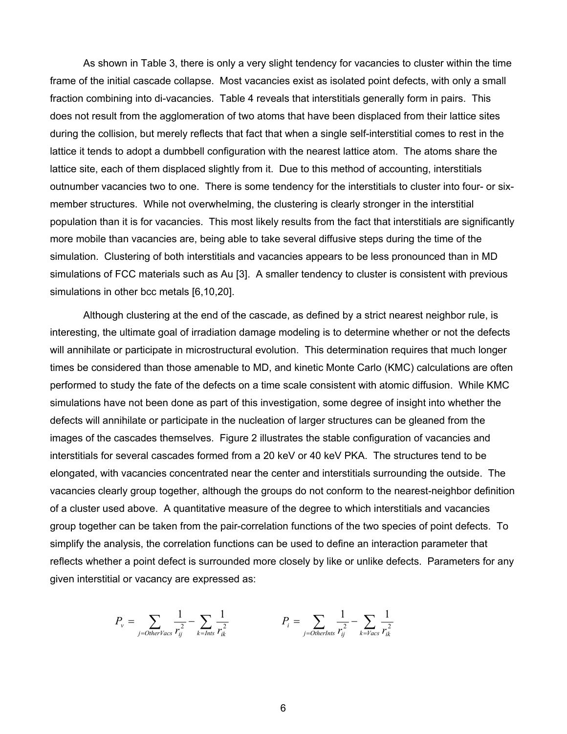As shown in Table 3, there is only a very slight tendency for vacancies to cluster within the time frame of the initial cascade collapse. Most vacancies exist as isolated point defects, with only a small fraction combining into di-vacancies. Table 4 reveals that interstitials generally form in pairs. This does not result from the agglomeration of two atoms that have been displaced from their lattice sites during the collision, but merely reflects that fact that when a single self-interstitial comes to rest in the lattice it tends to adopt a dumbbell configuration with the nearest lattice atom. The atoms share the lattice site, each of them displaced slightly from it. Due to this method of accounting, interstitials outnumber vacancies two to one. There is some tendency for the interstitials to cluster into four- or six-member structures. While not overwhelming, the clustering is clearly stronger in the interstitial population than it is for vacancies. This most likely results from the fact that interstitials are significantly more mobile than vacancies are, being able to take several diffusive steps during the time of the simulation. Clustering of both interstitials and vacancies appears to be less pronounced than in MD simulations of FCC materials such as Au [3]. A smaller tendency to cluster is consistent with previous simulations in other bcc metals [6,10,20].

Although clustering at the end of the cascade, as defined by a strict nearest neighbor rule, is interesting, the ultimate goal of irradiation damage modeling is to determine whether or not the defects will annihilate or participate in microstructural evolution. This determination requires that much longer times be considered than those amenable to MD, and kinetic Monte Carlo (KMC) calculations are often performed to study the fate of the defects on a time scale consistent with atomic diffusion. While KMC simulations have not been done as part of this investigation, some degree of insight into whether the defects will annihilate or participate in the nucleation of larger structures can be gleaned from the images of the cascades themselves. Figure 2 illustrates the stable configuration of vacancies and interstitials for several cascades formed from a 20 keV or 40 keV PKA. The structures tend to be elongated, with vacancies concentrated near the center and interstitials surrounding the outside. The vacancies clearly group together, although the groups do not conform to the nearest-neighbor definition of a cluster used above. A quantitative measure of the degree to which interstitials and vacancies group together can be taken from the pair-correlation functions of the two species of point defects. To simplify the analysis, the correlation functions can be used to define an interaction parameter that reflects whether a point defect is surrounded more closely by like or unlike defects. Parameters for any given interstitial or vacancy are expressed as:

$$P_v = \sum_{j=OtherVacs} \frac{1}{r_{ij}^2} - \sum_{k=Ints} \frac{1}{r_{ik}^2} \qquad\qquad P_i = \sum_{j=OtherInts} \frac{1}{r_{ij}^2} - \sum_{k=Vacs} \frac{1}{r_{ik}^2}$$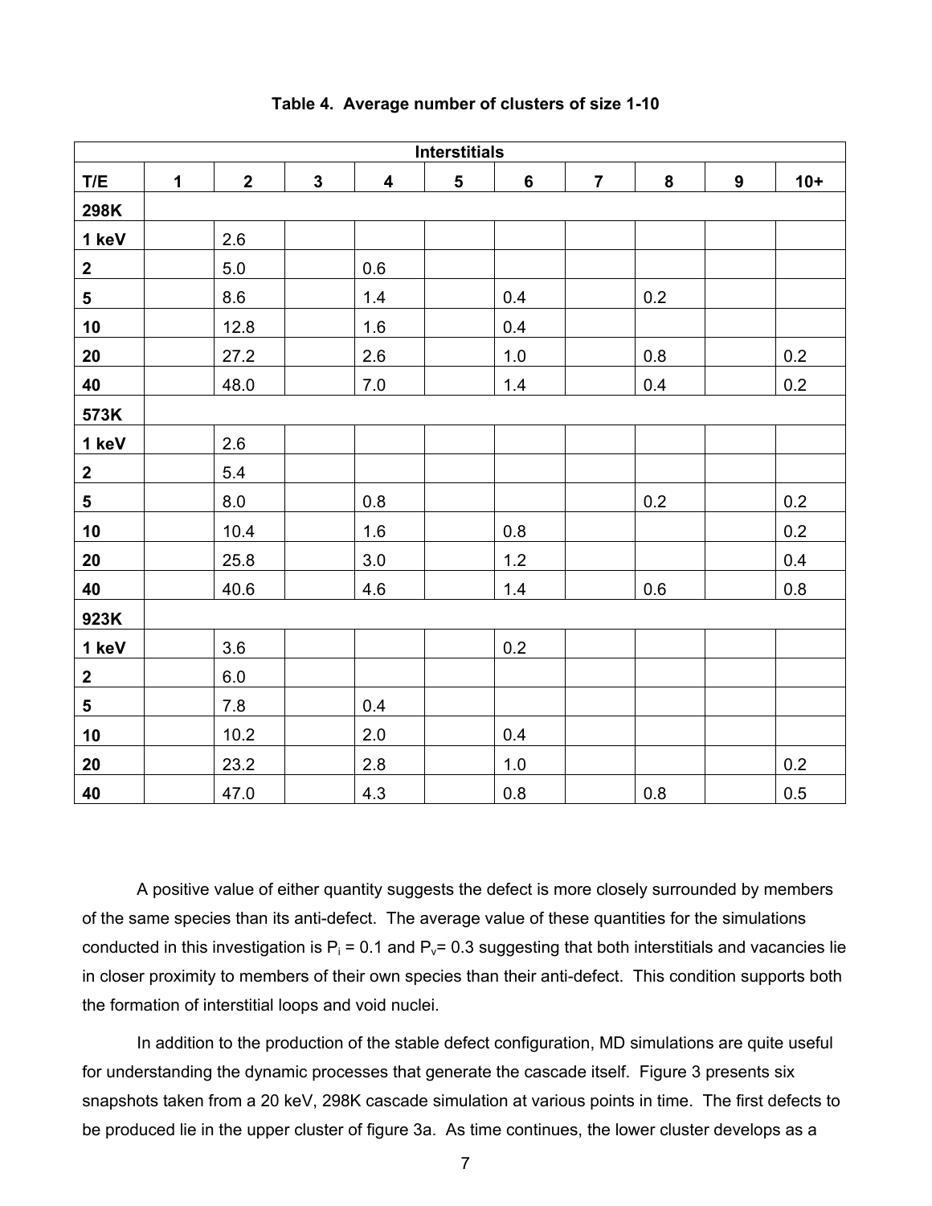**Table 4. Average number of clusters of size 1-10**

| Interstitials | | | | | | | | | | |
|---|---|---|---|---|---|---|---|---|---|---|
| **T/E** | **1** | **2** | **3** | **4** | **5** | **6** | **7** | **8** | **9** | **10+** |
| **298K** | | | | | | | | | | |
| **1 keV** | | 2.6 | | | | | | | | |
| **2** | | 5.0 | | 0.6 | | | | | | |
| **5** | | 8.6 | | 1.4 | | 0.4 | | 0.2 | | |
| **10** | | 12.8 | | 1.6 | | 0.4 | | | | |
| **20** | | 27.2 | | 2.6 | | 1.0 | | 0.8 | | 0.2 |
| **40** | | 48.0 | | 7.0 | | 1.4 | | 0.4 | | 0.2 |
| **573K** | | | | | | | | | | |
| **1 keV** | | 2.6 | | | | | | | | |
| **2** | | 5.4 | | | | | | | | |
| **5** | | 8.0 | | 0.8 | | | | 0.2 | | 0.2 |
| **10** | | 10.4 | | 1.6 | | 0.8 | | | | 0.2 |
| **20** | | 25.8 | | 3.0 | | 1.2 | | | | 0.4 |
| **40** | | 40.6 | | 4.6 | | 1.4 | | 0.6 | | 0.8 |
| **923K** | | | | | | | | | | |
| **1 keV** | | 3.6 | | | | 0.2 | | | | |
| **2** | | 6.0 | | | | | | | | |
| **5** | | 7.8 | | 0.4 | | | | | | |
| **10** | | 10.2 | | 2.0 | | 0.4 | | | | |
| **20** | | 23.2 | | 2.8 | | 1.0 | | | | 0.2 |
| **40** | | 47.0 | | 4.3 | | 0.8 | | 0.8 | | 0.5 |

A positive value of either quantity suggests the defect is more closely surrounded by members of the same species than its anti-defect. The average value of these quantities for the simulations conducted in this investigation is $P_i = 0.1$ and $P_v = 0.3$ suggesting that both interstitials and vacancies lie in closer proximity to members of their own species than their anti-defect. This condition supports both the formation of interstitial loops and void nuclei.

In addition to the production of the stable defect configuration, MD simulations are quite useful for understanding the dynamic processes that generate the cascade itself. Figure 3 presents six snapshots taken from a 20 keV, 298K cascade simulation at various points in time. The first defects to be produced lie in the upper cluster of figure 3a. As time continues, the lower cluster develops as a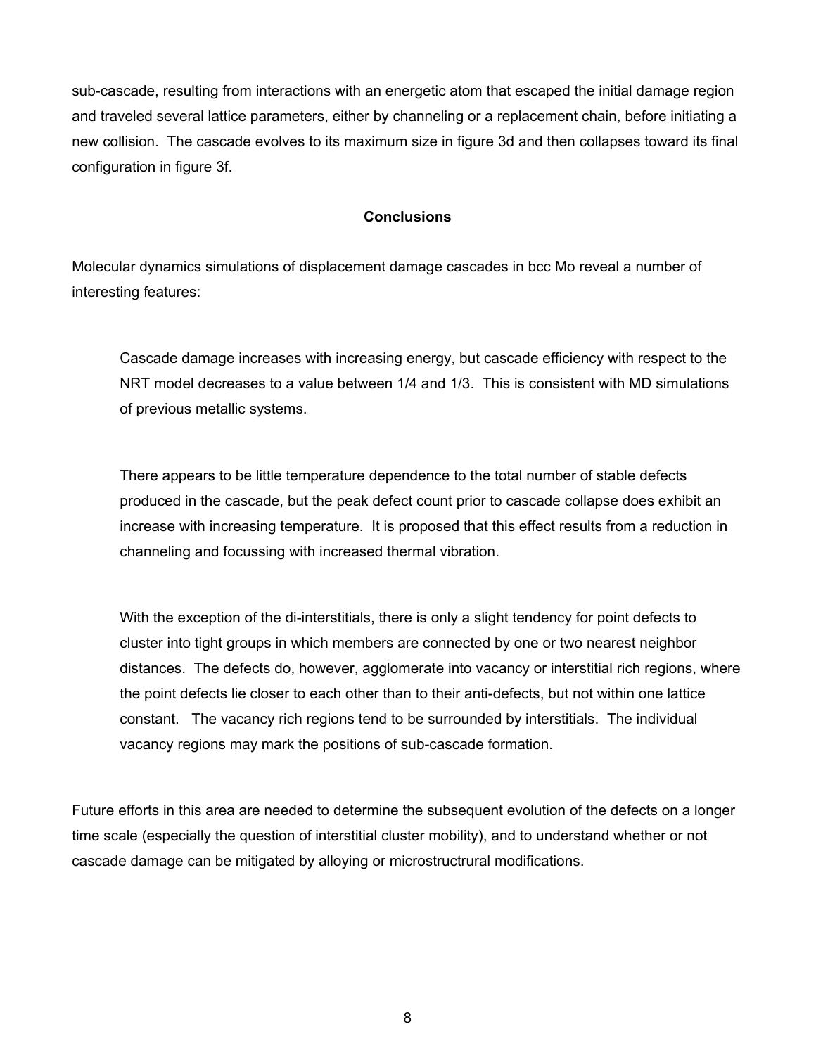sub-cascade, resulting from interactions with an energetic atom that escaped the initial damage region and traveled several lattice parameters, either by channeling or a replacement chain, before initiating a new collision. The cascade evolves to its maximum size in figure 3d and then collapses toward its final configuration in figure 3f.

## Conclusions

Molecular dynamics simulations of displacement damage cascades in bcc Mo reveal a number of interesting features:

> Cascade damage increases with increasing energy, but cascade efficiency with respect to the NRT model decreases to a value between 1/4 and 1/3. This is consistent with MD simulations of previous metallic systems.
>
> There appears to be little temperature dependence to the total number of stable defects produced in the cascade, but the peak defect count prior to cascade collapse does exhibit an increase with increasing temperature. It is proposed that this effect results from a reduction in channeling and focussing with increased thermal vibration.
>
> With the exception of the di-interstitials, there is only a slight tendency for point defects to cluster into tight groups in which members are connected by one or two nearest neighbor distances. The defects do, however, agglomerate into vacancy or interstitial rich regions, where the point defects lie closer to each other than to their anti-defects, but not within one lattice constant. The vacancy rich regions tend to be surrounded by interstitials. The individual vacancy regions may mark the positions of sub-cascade formation.

Future efforts in this area are needed to determine the subsequent evolution of the defects on a longer time scale (especially the question of interstitial cluster mobility), and to understand whether or not cascade damage can be mitigated by alloying or microstructrural modifications.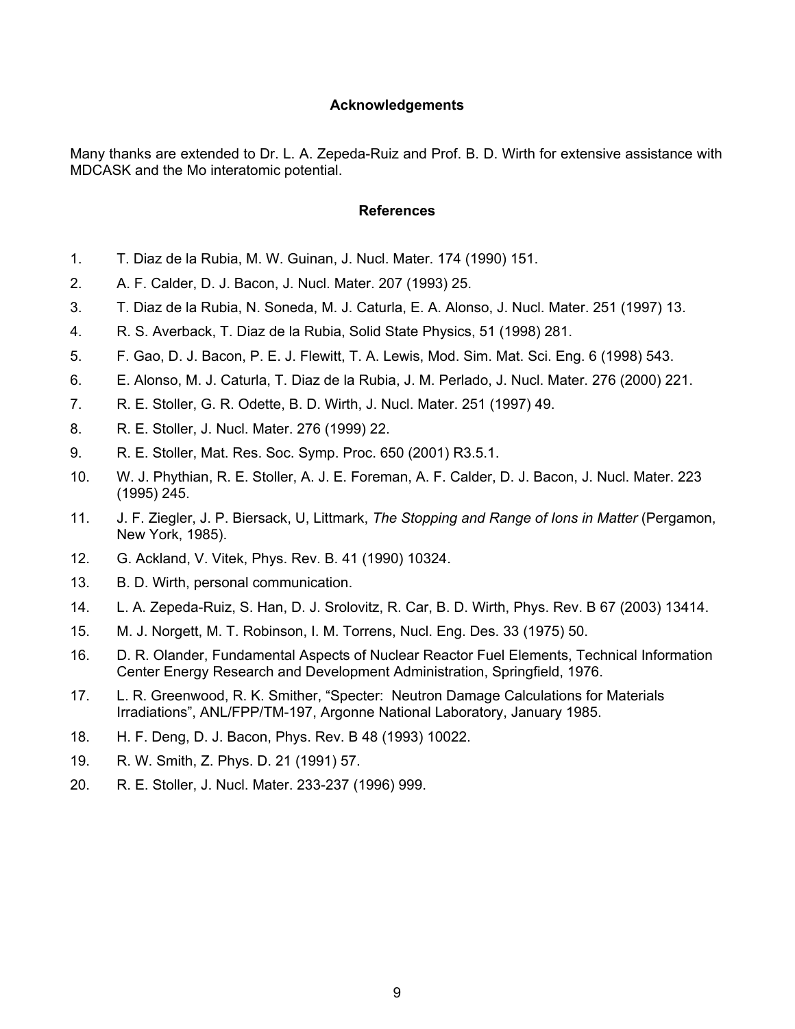### Acknowledgements

Many thanks are extended to Dr. L. A. Zepeda-Ruiz and Prof. B. D. Wirth for extensive assistance with MDCASK and the Mo interatomic potential.

### References

1. T. Diaz de la Rubia, M. W. Guinan, J. Nucl. Mater. 174 (1990) 151.
2. A. F. Calder, D. J. Bacon, J. Nucl. Mater. 207 (1993) 25.
3. T. Diaz de la Rubia, N. Soneda, M. J. Caturla, E. A. Alonso, J. Nucl. Mater. 251 (1997) 13.
4. R. S. Averback, T. Diaz de la Rubia, Solid State Physics, 51 (1998) 281.
5. F. Gao, D. J. Bacon, P. E. J. Flewitt, T. A. Lewis, Mod. Sim. Mat. Sci. Eng. 6 (1998) 543.
6. E. Alonso, M. J. Caturla, T. Diaz de la Rubia, J. M. Perlado, J. Nucl. Mater. 276 (2000) 221.
7. R. E. Stoller, G. R. Odette, B. D. Wirth, J. Nucl. Mater. 251 (1997) 49.
8. R. E. Stoller, J. Nucl. Mater. 276 (1999) 22.
9. R. E. Stoller, Mat. Res. Soc. Symp. Proc. 650 (2001) R3.5.1.
10. W. J. Phythian, R. E. Stoller, A. J. E. Foreman, A. F. Calder, D. J. Bacon, J. Nucl. Mater. 223 (1995) 245.
11. J. F. Ziegler, J. P. Biersack, U, Littmark, *The Stopping and Range of Ions in Matter* (Pergamon, New York, 1985).
12. G. Ackland, V. Vitek, Phys. Rev. B. 41 (1990) 10324.
13. B. D. Wirth, personal communication.
14. L. A. Zepeda-Ruiz, S. Han, D. J. Srolovitz, R. Car, B. D. Wirth, Phys. Rev. B 67 (2003) 13414.
15. M. J. Norgett, M. T. Robinson, I. M. Torrens, Nucl. Eng. Des. 33 (1975) 50.
16. D. R. Olander, Fundamental Aspects of Nuclear Reactor Fuel Elements, Technical Information Center Energy Research and Development Administration, Springfield, 1976.
17. L. R. Greenwood, R. K. Smither, "Specter: Neutron Damage Calculations for Materials Irradiations", ANL/FPP/TM-197, Argonne National Laboratory, January 1985.
18. H. F. Deng, D. J. Bacon, Phys. Rev. B 48 (1993) 10022.
19. R. W. Smith, Z. Phys. D. 21 (1991) 57.
20. R. E. Stoller, J. Nucl. Mater. 233-237 (1996) 999.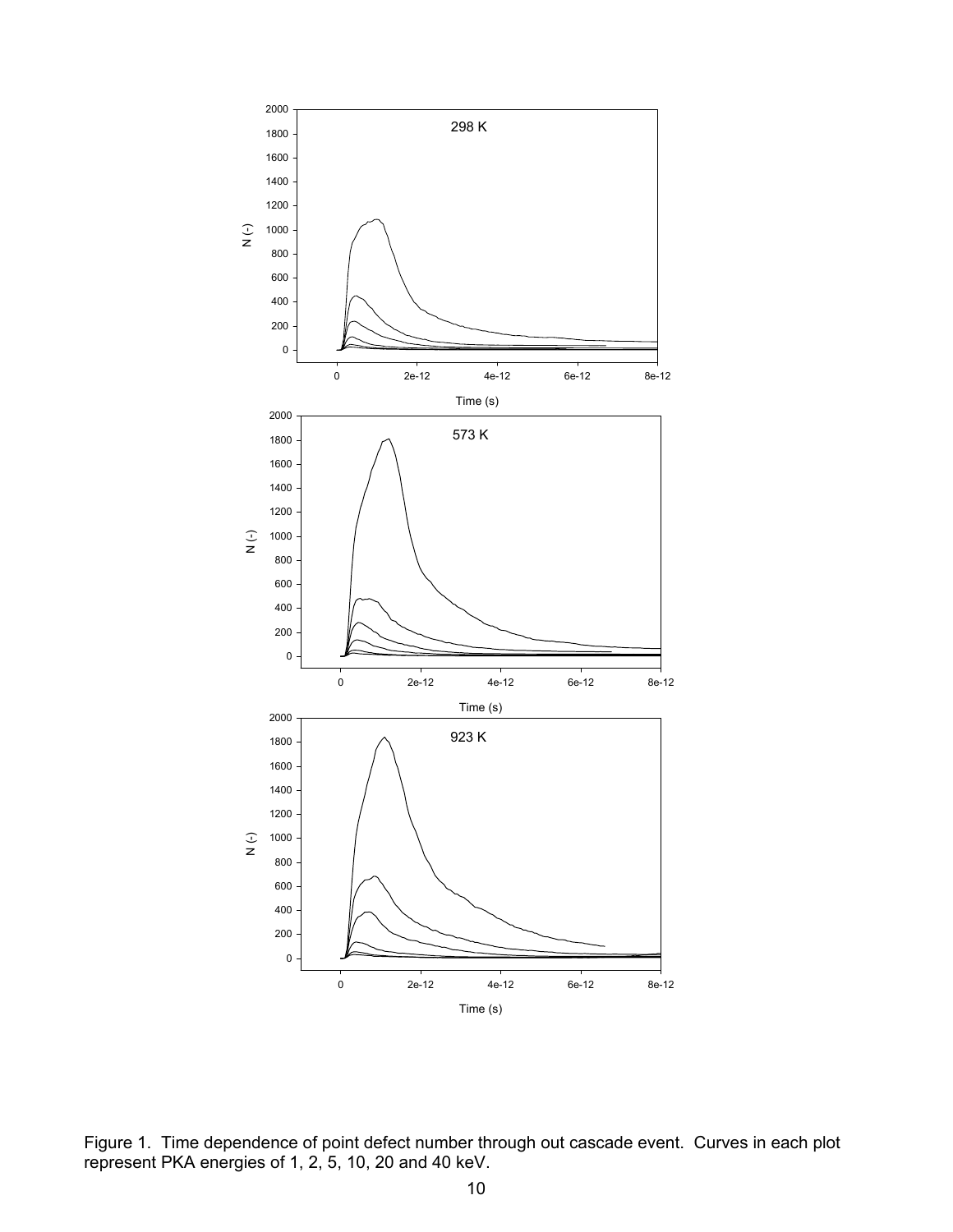Figure 1. Time dependence of point defect number through out cascade event. Curves in each plot represent PKA energies of 1, 2, 5, 10, 20 and 40 keV.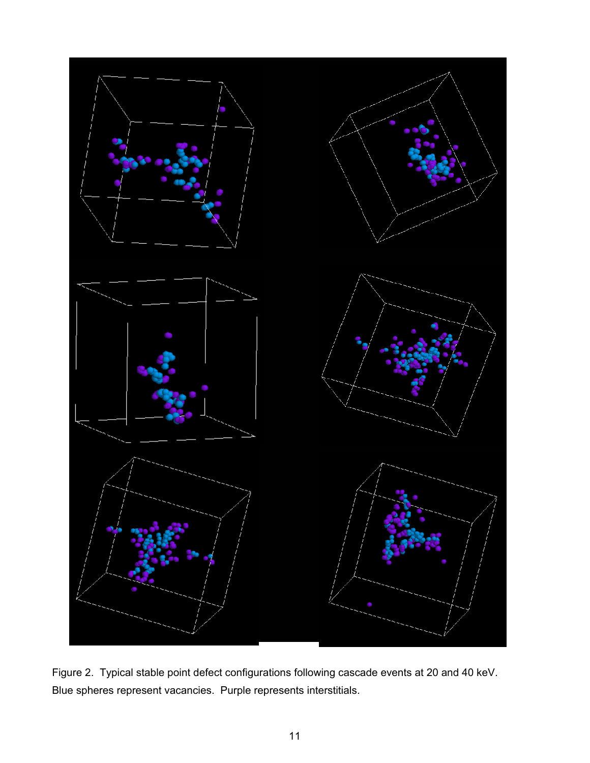Figure 2. Typical stable point defect configurations following cascade events at 20 and 40 keV. Blue spheres represent vacancies. Purple represents interstitials.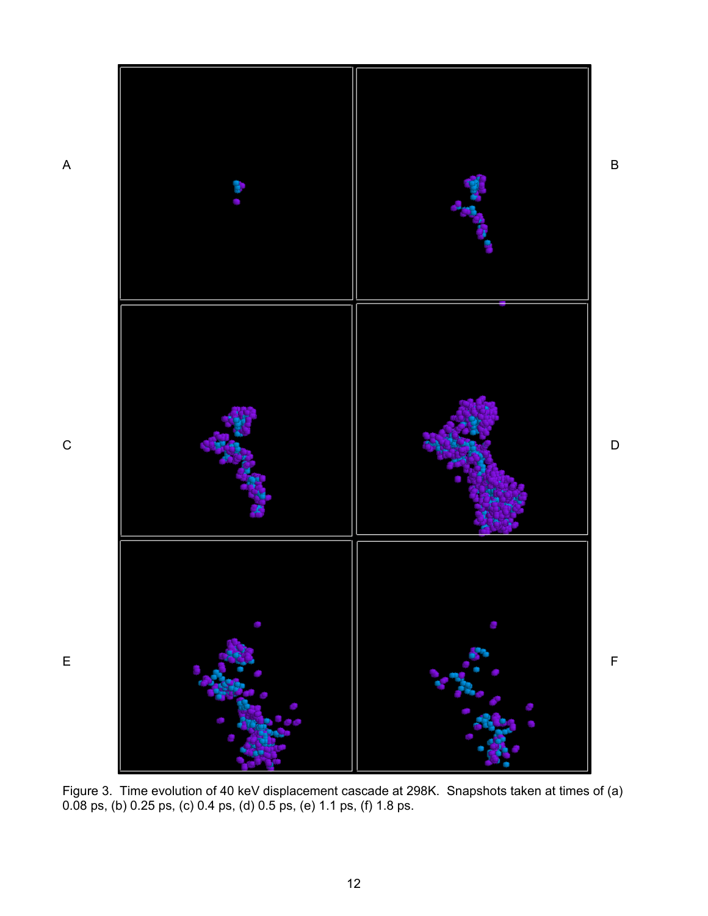A

B

C

D

E

F

Figure 3. Time evolution of 40 keV displacement cascade at 298K. Snapshots taken at times of (a) 0.08 ps, (b) 0.25 ps, (c) 0.4 ps, (d) 0.5 ps, (e) 1.1 ps, (f) 1.8 ps.